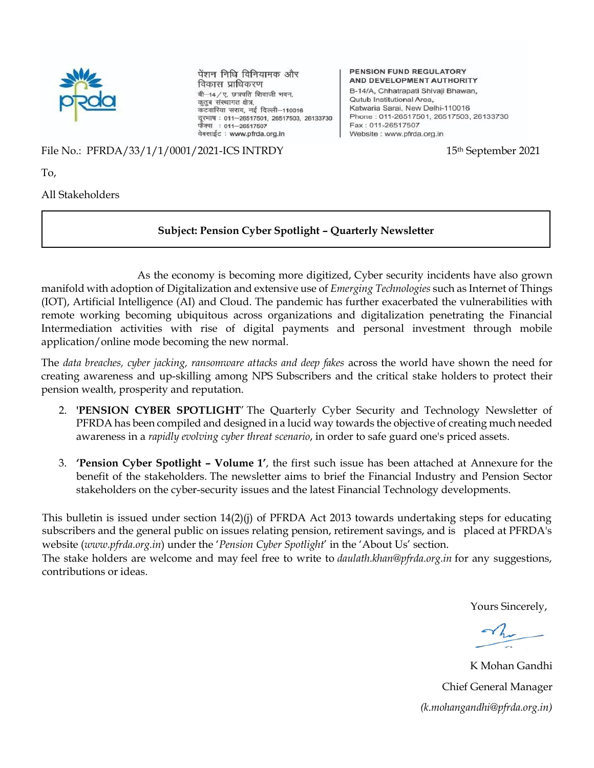पेंशन निधि विनियामक और विकास प्राधिकरण
बी–14/ए, छत्रपति शिवाजी भवन,
कुतुब संस्थागत क्षेत्र,
कटवारिया सराय, नई दिल्ली–110016
दूरभाष : 011–26517501, 26517503, 26133730
फैक्स : 011–26517507
वेबसाईट : www.pfrda.org.in

**PENSION FUND REGULATORY AND DEVELOPMENT AUTHORITY**
B-14/A, Chhatrapati Shivaji Bhawan,
Qutub Institutional Area,
Katwaria Sarai, New Delhi-110016
Phone : 011-26517501, 26517503, 26133730
Fax : 011-26517507
Website : www.pfrda.org.in

File No.: PFRDA/33/1/1/0001/2021-ICS INTRDY

15th September 2021

To,

All Stakeholders

**Subject: Pension Cyber Spotlight – Quarterly Newsletter**

As the economy is becoming more digitized, Cyber security incidents have also grown manifold with adoption of Digitalization and extensive use of *Emerging Technologies* such as Internet of Things (IOT), Artificial Intelligence (AI) and Cloud. The pandemic has further exacerbated the vulnerabilities with remote working becoming ubiquitous across organizations and digitalization penetrating the Financial Intermediation activities with rise of digital payments and personal investment through mobile application/online mode becoming the new normal.

The *data breaches, cyber jacking, ransomware attacks and deep fakes* across the world have shown the need for creating awareness and up-skilling among NPS Subscribers and the critical stake holders to protect their pension wealth, prosperity and reputation.

2. **'PENSION CYBER SPOTLIGHT'** The Quarterly Cyber Security and Technology Newsletter of PFRDA has been compiled and designed in a lucid way towards the objective of creating much needed awareness in a *rapidly evolving cyber threat scenario*, in order to safe guard one's priced assets.

3. **'Pension Cyber Spotlight – Volume 1',** the first such issue has been attached at Annexure for the benefit of the stakeholders. The newsletter aims to brief the Financial Industry and Pension Sector stakeholders on the cyber-security issues and the latest Financial Technology developments.

This bulletin is issued under section 14(2)(j) of PFRDA Act 2013 towards undertaking steps for educating subscribers and the general public on issues relating pension, retirement savings, and is placed at PFRDA's website (*www.pfrda.org.in*) under the '*Pension Cyber Spotlight*' in the 'About Us' section.
The stake holders are welcome and may feel free to write to *daulath.khan@pfrda.org.in* for any suggestions, contributions or ideas.

Yours Sincerely,

K Mohan Gandhi
Chief General Manager
*(k.mohangandhi@pfrda.org.in)*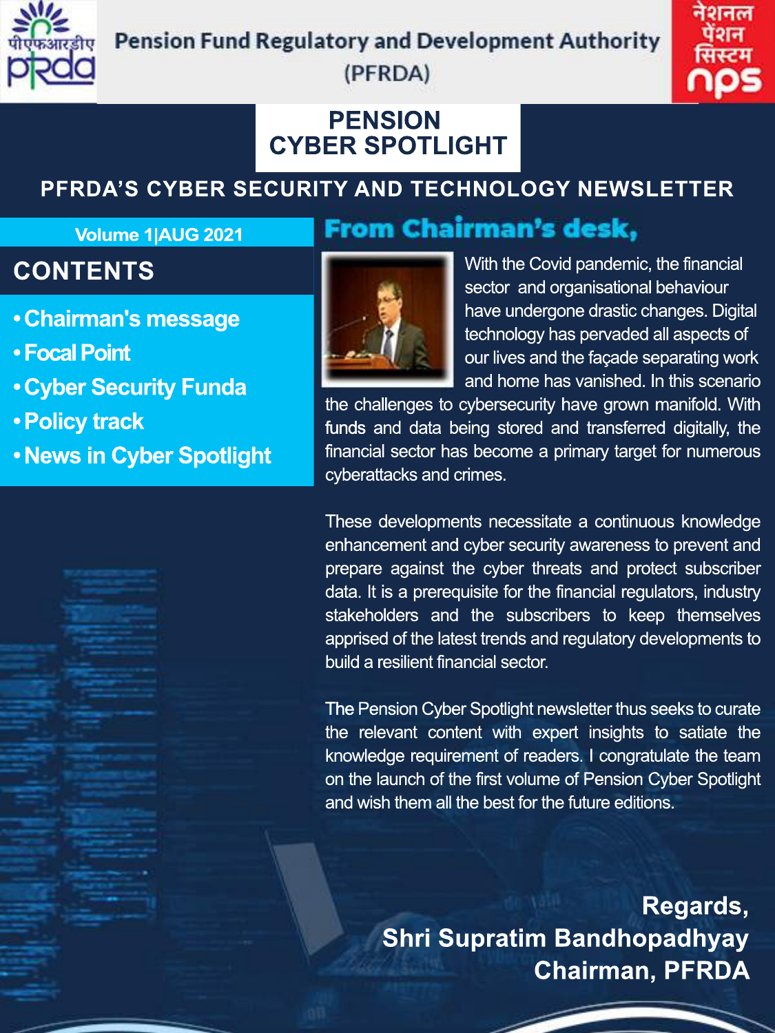Pension Fund Regulatory and Development Authority (PFRDA)

नेशनल पेंशन सिस्टम nps

# PENSION CYBER SPOTLIGHT

## PFRDA'S CYBER SECURITY AND TECHNOLOGY NEWSLETTER

Volume 1|AUG 2021

## CONTENTS

- Chairman's message
- Focal Point
- Cyber Security Funda
- Policy track
- News in Cyber Spotlight

## From Chairman's desk,

With the Covid pandemic, the financial sector and organisational behaviour have undergone drastic changes. Digital technology has pervaded all aspects of our lives and the façade separating work and home has vanished. In this scenario the challenges to cybersecurity have grown manifold. With funds and data being stored and transferred digitally, the financial sector has become a primary target for numerous cyberattacks and crimes.

These developments necessitate a continuous knowledge enhancement and cyber security awareness to prevent and prepare against the cyber threats and protect subscriber data. It is a prerequisite for the financial regulators, industry stakeholders and the subscribers to keep themselves apprised of the latest trends and regulatory developments to build a resilient financial sector.

The Pension Cyber Spotlight newsletter thus seeks to curate the relevant content with expert insights to satiate the knowledge requirement of readers. I congratulate the team on the launch of the first volume of Pension Cyber Spotlight and wish them all the best for the future editions.

**Regards,**
**Shri Supratim Bandhopadhyay**
**Chairman, PFRDA**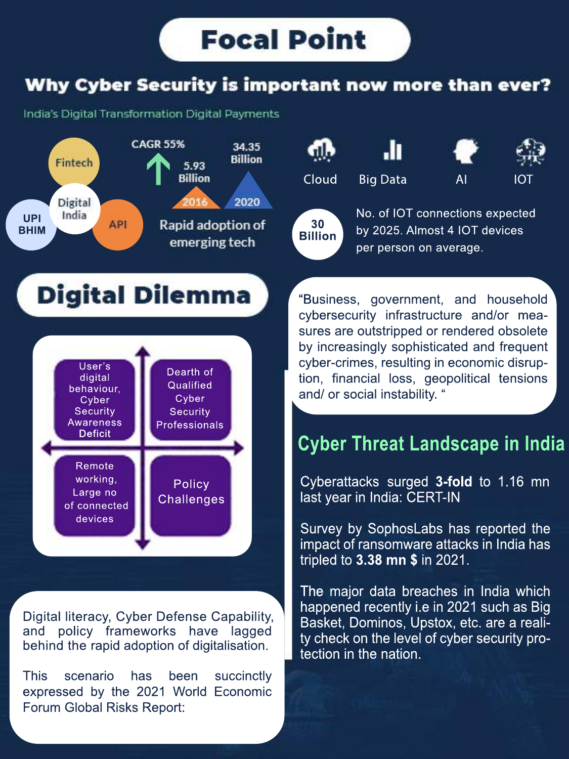# Focal Point

## Why Cyber Security is important now more than ever?

India's Digital Transformation Digital Payments

Fintech

Digital India

UPI BHIM

API

CAGR 55%

5.93 Billion

2016

34.35 Billion

2020

Rapid adoption of emerging tech

Cloud

Big Data

AI

IOT

**30 Billion**

No. of IOT connections expected by 2025. Almost 4 IOT devices per person on average.

## Digital Dilemma

| User's digital behaviour, Cyber Security Awareness Deficit | Dearth of Qualified Cyber Security Professionals |
| --- | --- |
| Remote working, Large no of connected devices | Policy Challenges |

Digital literacy, Cyber Defense Capability, and policy frameworks have lagged behind the rapid adoption of digitalisation.

This scenario has been succinctly expressed by the 2021 World Economic Forum Global Risks Report:

"Business, government, and household cybersecurity infrastructure and/or measures are outstripped or rendered obsolete by increasingly sophisticated and frequent cyber-crimes, resulting in economic disruption, financial loss, geopolitical tensions and/ or social instability. "

## Cyber Threat Landscape in India

Cyberattacks surged **3-fold** to 1.16 mn last year in India: CERT-IN

Survey by SophosLabs has reported the impact of ransomware attacks in India has tripled to **3.38 mn $** in 2021.

The major data breaches in India which happened recently i.e in 2021 such as Big Basket, Dominos, Upstox, etc. are a reality check on the level of cyber security protection in the nation.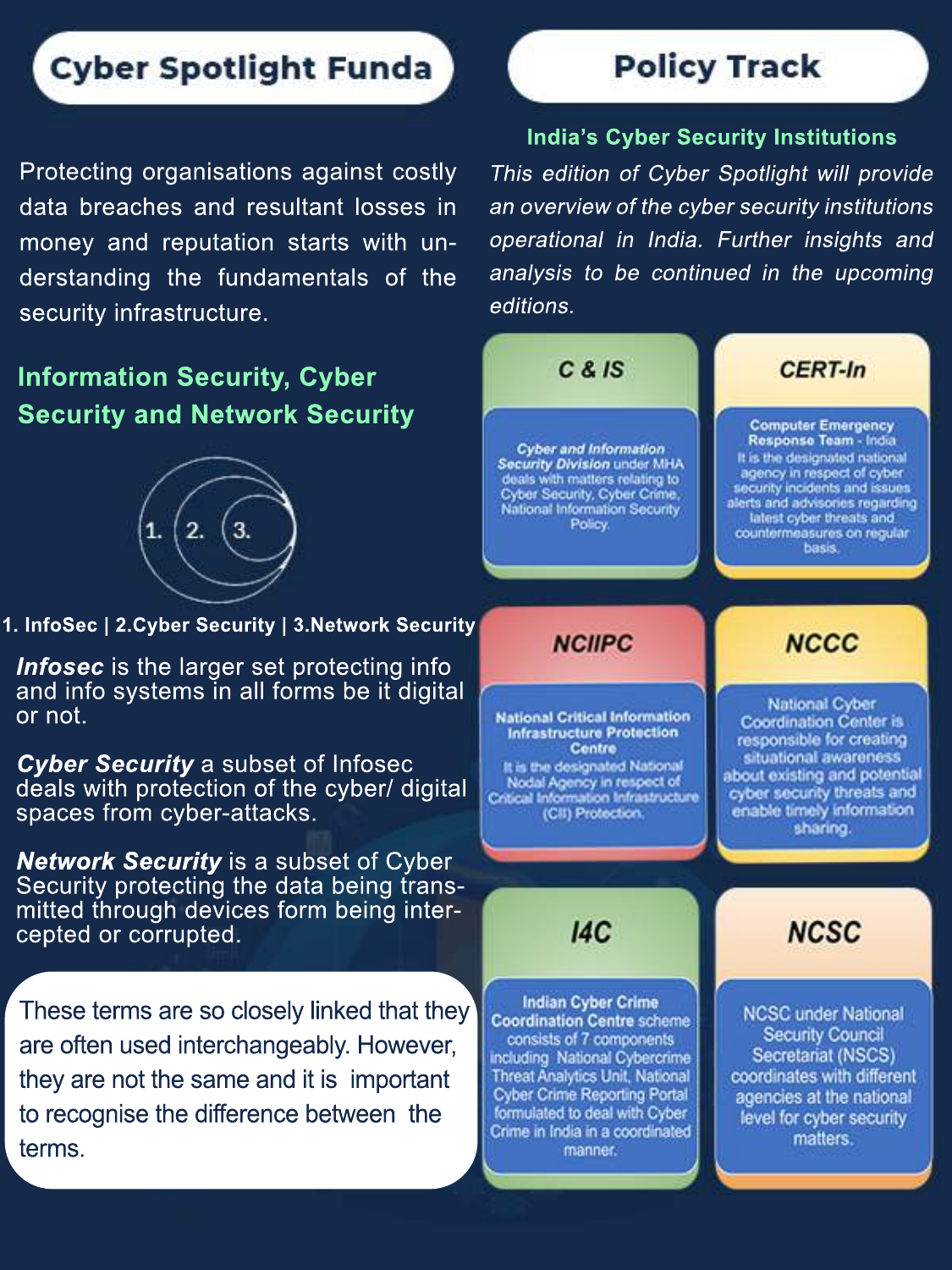## Cyber Spotlight Funda

Protecting organisations against costly data breaches and resultant losses in money and reputation starts with understanding the fundamentals of the security infrastructure.

### Information Security, Cyber Security and Network Security

1. InfoSec | 2.Cyber Security | 3.Network Security

***Infosec*** is the larger set protecting info and info systems in all forms be it digital or not.

***Cyber Security*** a subset of Infosec deals with protection of the cyber/ digital spaces from cyber-attacks.

***Network Security*** is a subset of Cyber Security protecting the data being transmitted through devices form being intercepted or corrupted.

These terms are so closely linked that they are often used interchangeably. However, they are not the same and it is important to recognise the difference between the terms.

## Policy Track

### India's Cyber Security Institutions

*This edition of Cyber Spotlight will provide an overview of the cyber security institutions operational in India. Further insights and analysis to be continued in the upcoming editions.*

**C & IS**

***Cyber and Information Security Division*** under MHA deals with matters relating to Cyber Security, Cyber Crime, National Information Security Policy.

**CERT-In**

**Computer Emergency Response Team - India**
It is the designated national agency in respect of cyber security incidents and issues alerts and advisories regarding latest cyber threats and countermeasures on regular basis.

**NCIIPC**

**National Critical Information Infrastructure Protection Centre**
It is the designated National Nodal Agency in respect of Critical Information Infrastructure (CII) Protection.

**NCCC**

National Cyber Coordination Center is responsible for creating situational awareness about existing and potential cyber security threats and enable timely information sharing.

**I4C**

**Indian Cyber Crime Coordination Centre** scheme consists of 7 components including National Cybercrime Threat Analytics Unit, National Cyber Crime Reporting Portal formulated to deal with Cyber Crime in India in a coordinated manner.

**NCSC**

NCSC under National Security Council Secretariat (NSCS) coordinates with different agencies at the national level for cyber security matters.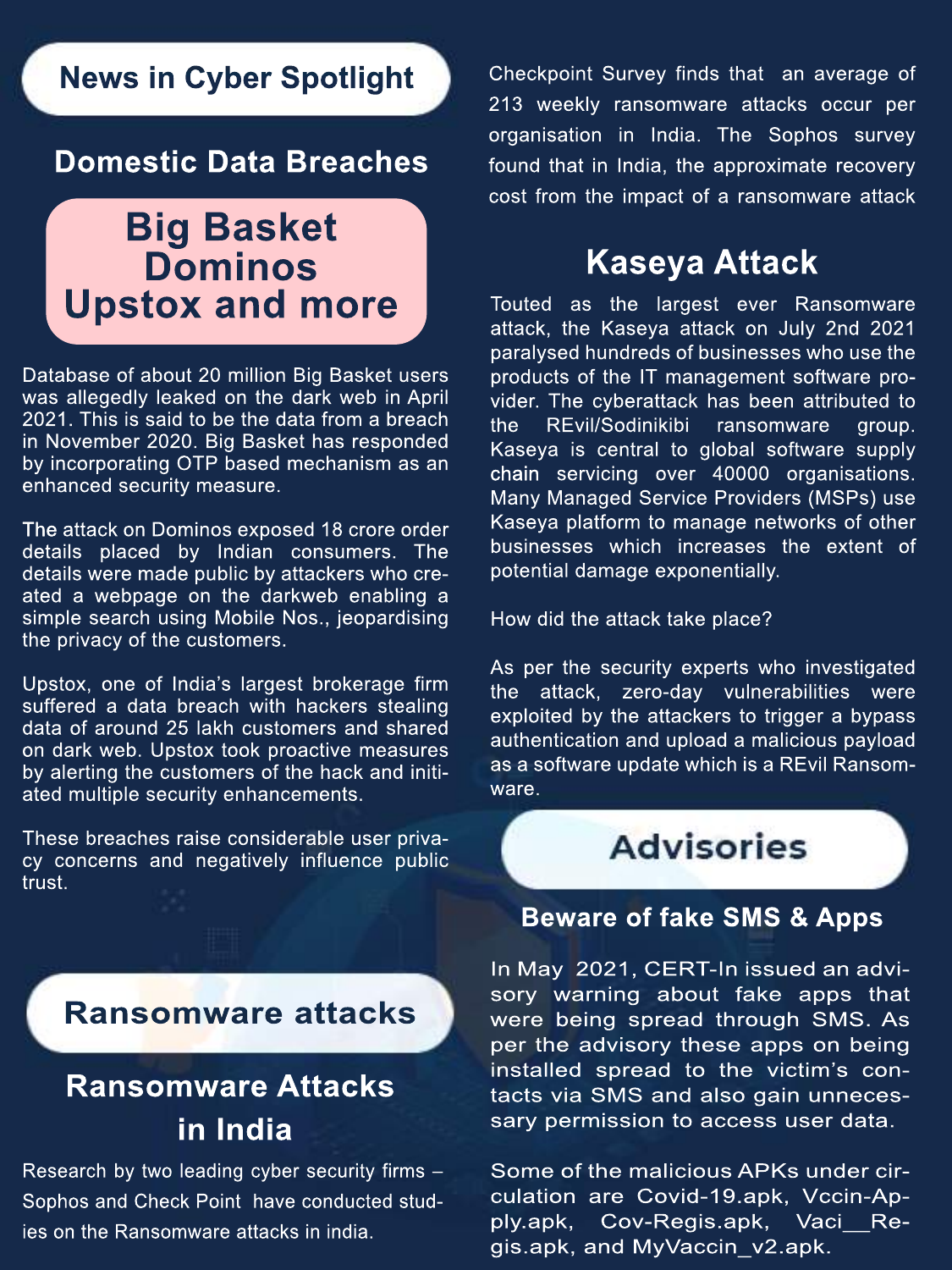## News in Cyber Spotlight

### Domestic Data Breaches

**Big Basket**
**Dominos**
**Upstox and more**

Database of about 20 million Big Basket users was allegedly leaked on the dark web in April 2021. This is said to be the data from a breach in November 2020. Big Basket has responded by incorporating OTP based mechanism as an enhanced security measure.

The attack on Dominos exposed 18 crore order details placed by Indian consumers. The details were made public by attackers who created a webpage on the darkweb enabling a simple search using Mobile Nos., jeopardising the privacy of the customers.

Upstox, one of India's largest brokerage firm suffered a data breach with hackers stealing data of around 25 lakh customers and shared on dark web. Upstox took proactive measures by alerting the customers of the hack and initiated multiple security enhancements.

These breaches raise considerable user privacy concerns and negatively influence public trust.

## Ransomware attacks

### Ransomware Attacks in India

Research by two leading cyber security firms – Sophos and Check Point have conducted studies on the Ransomware attacks in india.

Checkpoint Survey finds that an average of 213 weekly ransomware attacks occur per organisation in India. The Sophos survey found that in India, the approximate recovery cost from the impact of a ransomware attack

### Kaseya Attack

Touted as the largest ever Ransomware attack, the Kaseya attack on July 2nd 2021 paralysed hundreds of businesses who use the products of the IT management software provider. The cyberattack has been attributed to the REvil/Sodinikibi ransomware group. Kaseya is central to global software supply chain servicing over 40000 organisations. Many Managed Service Providers (MSPs) use Kaseya platform to manage networks of other businesses which increases the extent of potential damage exponentially.

How did the attack take place?

As per the security experts who investigated the attack, zero-day vulnerabilities were exploited by the attackers to trigger a bypass authentication and upload a malicious payload as a software update which is a REvil Ransomware.

## Advisories

### Beware of fake SMS & Apps

In May 2021, CERT-In issued an advisory warning about fake apps that were being spread through SMS. As per the advisory these apps on being installed spread to the victim's contacts via SMS and also gain unnecessary permission to access user data.

Some of the malicious APKs under circulation are Covid-19.apk, Vccin-Apply.apk, Cov-Regis.apk, Vaci__Regis.apk, and MyVaccin_v2.apk.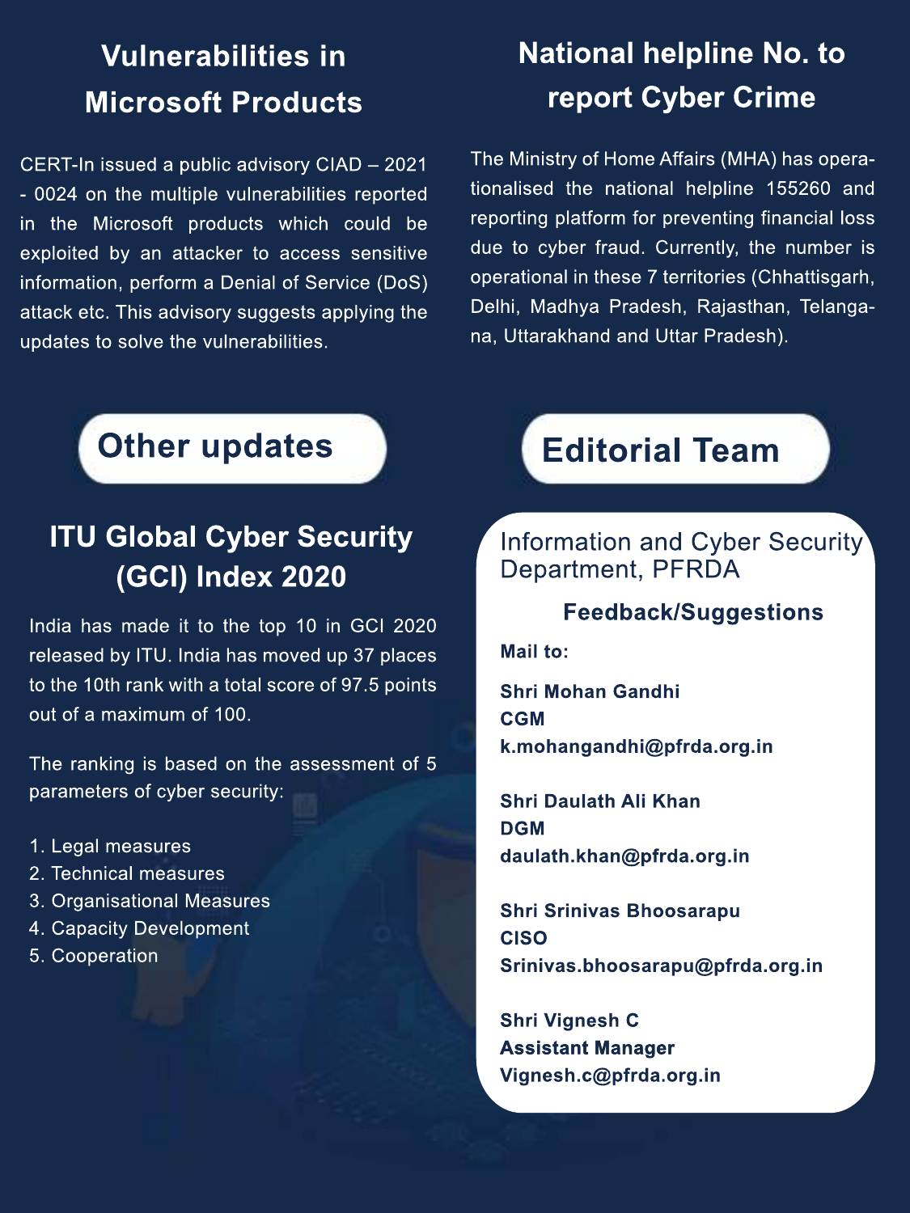## Vulnerabilities in Microsoft Products

CERT-In issued a public advisory CIAD – 2021 - 0024 on the multiple vulnerabilities reported in the Microsoft products which could be exploited by an attacker to access sensitive information, perform a Denial of Service (DoS) attack etc. This advisory suggests applying the updates to solve the vulnerabilities.

## National helpline No. to report Cyber Crime

The Ministry of Home Affairs (MHA) has operationalised the national helpline 155260 and reporting platform for preventing financial loss due to cyber fraud. Currently, the number is operational in these 7 territories (Chhattisgarh, Delhi, Madhya Pradesh, Rajasthan, Telangana, Uttarakhand and Uttar Pradesh).

# Other updates

## ITU Global Cyber Security (GCI) Index 2020

India has made it to the top 10 in GCI 2020 released by ITU. India has moved up 37 places to the 10th rank with a total score of 97.5 points out of a maximum of 100.

The ranking is based on the assessment of 5 parameters of cyber security:

1. Legal measures
2. Technical measures
3. Organisational Measures
4. Capacity Development
5. Cooperation

# Editorial Team

Information and Cyber Security Department, PFRDA

### Feedback/Suggestions

**Mail to:**

**Shri Mohan Gandhi**
**CGM**
**k.mohangandhi@pfrda.org.in**

**Shri Daulath Ali Khan**
**DGM**
**daulath.khan@pfrda.org.in**

**Shri Srinivas Bhoosarapu**
**CISO**
**Srinivas.bhoosarapu@pfrda.org.in**

**Shri Vignesh C**
**Assistant Manager**
**Vignesh.c@pfrda.org.in**